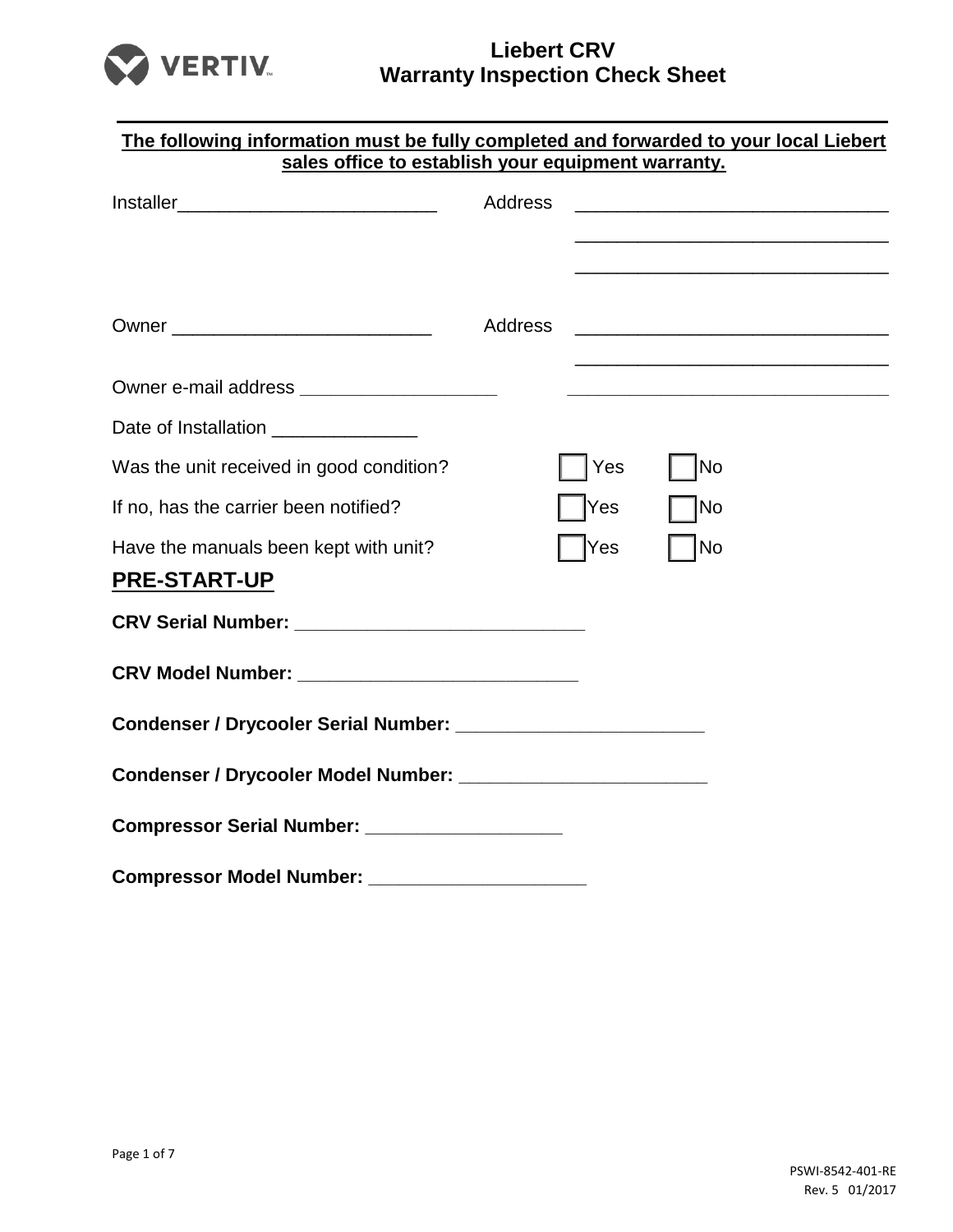# Liebert CRV
# Warranty Inspection Check Sheet

**The following information must be fully completed and forwarded to your local Liebert sales office to establish your equipment warranty.**

Installer_________________________ Address _______________________________

_______________________________

_______________________________

Owner _________________________ Address _______________________________

_______________________________

Owner e-mail address ___________________ _______________________________

Date of Installation ______________

Was the unit received in good condition? ☐ Yes ☐ No

If no, has the carrier been notified? ☐ Yes ☐ No

Have the manuals been kept with unit? ☐ Yes ☐ No

## PRE-START-UP

**CRV Serial Number: ____________________________**

**CRV Model Number: ___________________________**

**Condenser / Drycooler Serial Number: ________________________**

**Condenser / Drycooler Model Number: ________________________**

**Compressor Serial Number: ___________________**

**Compressor Model Number: _____________________**

PSWI-8542-401-RE
Rev. 5 01/2017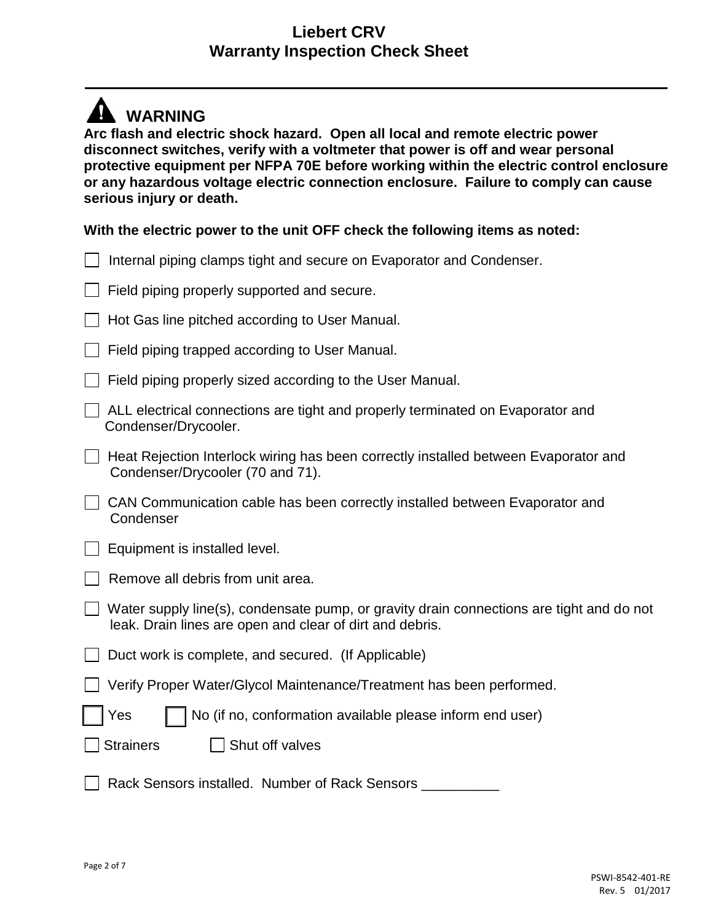# Liebert CRV
# Warranty Inspection Check Sheet

---

## ⚠ WARNING

**Arc flash and electric shock hazard. Open all local and remote electric power disconnect switches, verify with a voltmeter that power is off and wear personal protective equipment per NFPA 70E before working within the electric control enclosure or any hazardous voltage electric connection enclosure. Failure to comply can cause serious injury or death.**

**With the electric power to the unit OFF check the following items as noted:**

- [ ] Internal piping clamps tight and secure on Evaporator and Condenser.
- [ ] Field piping properly supported and secure.
- [ ] Hot Gas line pitched according to User Manual.
- [ ] Field piping trapped according to User Manual.
- [ ] Field piping properly sized according to the User Manual.
- [ ] ALL electrical connections are tight and properly terminated on Evaporator and Condenser/Drycooler.
- [ ] Heat Rejection Interlock wiring has been correctly installed between Evaporator and Condenser/Drycooler (70 and 71).
- [ ] CAN Communication cable has been correctly installed between Evaporator and Condenser
- [ ] Equipment is installed level.
- [ ] Remove all debris from unit area.
- [ ] Water supply line(s), condensate pump, or gravity drain connections are tight and do not leak. Drain lines are open and clear of dirt and debris.
- [ ] Duct work is complete, and secured. (If Applicable)
- [ ] Verify Proper Water/Glycol Maintenance/Treatment has been performed.

[ ] Yes  [ ] No (if no, conformation available please inform end user)

[ ] Strainers  [ ] Shut off valves

- [ ] Rack Sensors installed. Number of Rack Sensors __________

PSWI-8542-401-RE
Rev. 5 01/2017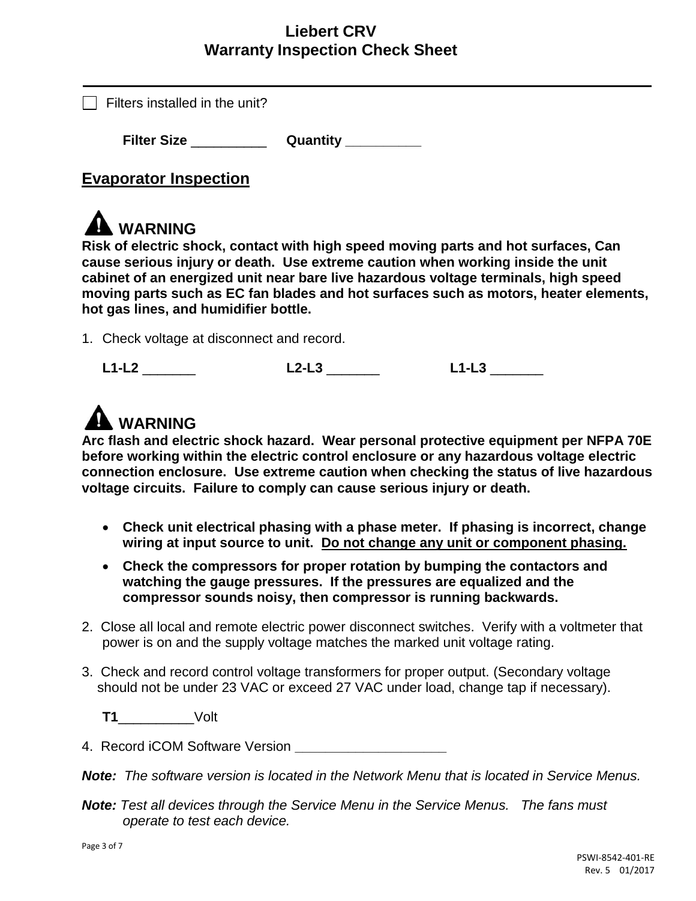# Liebert CRV
# Warranty Inspection Check Sheet

☐ Filters installed in the unit?

**Filter Size** __________ **Quantity** __________

## Evaporator Inspection

**⚠ WARNING**

**Risk of electric shock, contact with high speed moving parts and hot surfaces, Can cause serious injury or death. Use extreme caution when working inside the unit cabinet of an energized unit near bare live hazardous voltage terminals, high speed moving parts such as EC fan blades and hot surfaces such as motors, heater elements, hot gas lines, and humidifier bottle.**

1. Check voltage at disconnect and record.

   **L1-L2** _______ **L2-L3** _______ **L1-L3** _______

**⚠ WARNING**

**Arc flash and electric shock hazard. Wear personal protective equipment per NFPA 70E before working within the electric control enclosure or any hazardous voltage electric connection enclosure. Use extreme caution when checking the status of live hazardous voltage circuits. Failure to comply can cause serious injury or death.**

- **Check unit electrical phasing with a phase meter. If phasing is incorrect, change wiring at input source to unit. Do not change any unit or component phasing.**
- **Check the compressors for proper rotation by bumping the contactors and watching the gauge pressures. If the pressures are equalized and the compressor sounds noisy, then compressor is running backwards.**

2. Close all local and remote electric power disconnect switches. Verify with a voltmeter that power is on and the supply voltage matches the marked unit voltage rating.

3. Check and record control voltage transformers for proper output. (Secondary voltage should not be under 23 VAC or exceed 27 VAC under load, change tap if necessary).

   **T1**__________Volt

4. Record iCOM Software Version ____________________

***Note:*** *The software version is located in the Network Menu that is located in Service Menus.*

***Note:*** *Test all devices through the Service Menu in the Service Menus. The fans must operate to test each device.*

PSWI-8542-401-RE
Rev. 5 01/2017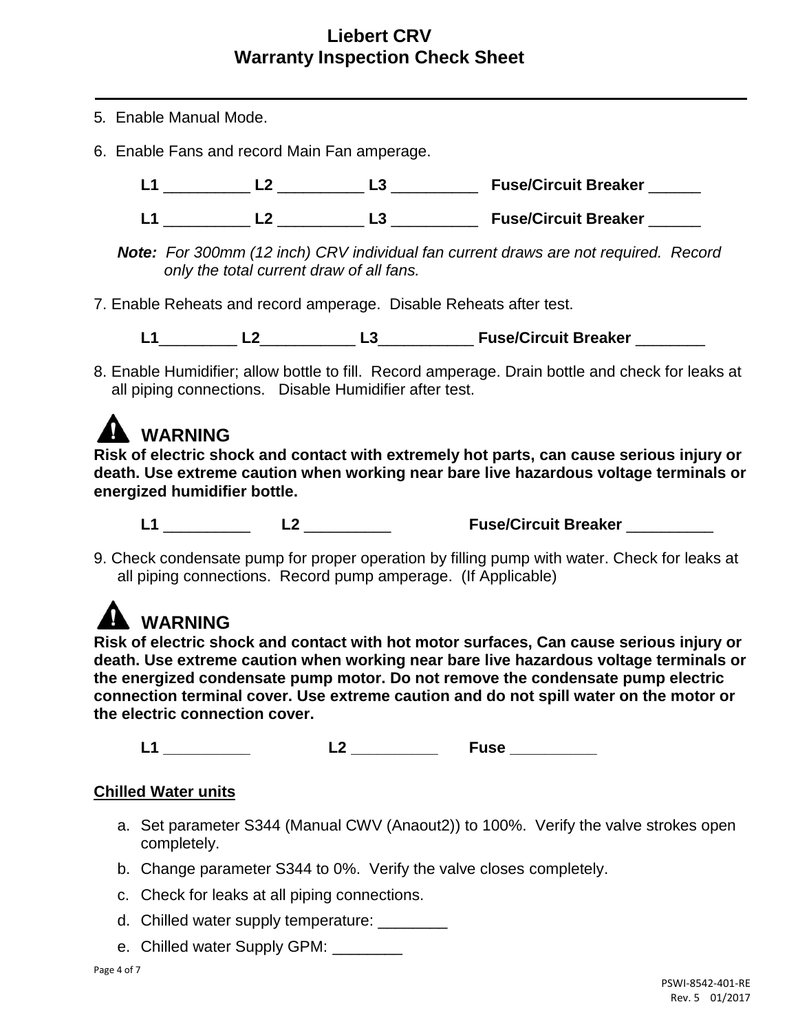5. Enable Manual Mode.

6. Enable Fans and record Main Fan amperage.

   **L1** __________ **L2** __________ **L3** __________ **Fuse/Circuit Breaker** ______

   **L1** __________ **L2** __________ **L3** __________ **Fuse/Circuit Breaker** ______

   ***Note:*** *For 300mm (12 inch) CRV individual fan current draws are not required. Record only the total current draw of all fans.*

7. Enable Reheats and record amperage. Disable Reheats after test.

   **L1**_________ **L2**___________ **L3**___________ **Fuse/Circuit Breaker** ________

8. Enable Humidifier; allow bottle to fill. Record amperage. Drain bottle and check for leaks at all piping connections. Disable Humidifier after test.

## WARNING

**Risk of electric shock and contact with extremely hot parts, can cause serious injury or death. Use extreme caution when working near bare live hazardous voltage terminals or energized humidifier bottle.**

   **L1** __________ **L2** __________ **Fuse/Circuit Breaker** __________

9. Check condensate pump for proper operation by filling pump with water. Check for leaks at all piping connections. Record pump amperage. (If Applicable)

## WARNING

**Risk of electric shock and contact with hot motor surfaces, Can cause serious injury or death. Use extreme caution when working near bare live hazardous voltage terminals or the energized condensate pump motor. Do not remove the condensate pump electric connection terminal cover. Use extreme caution and do not spill water on the motor or the electric connection cover.**

   **L1** __________ **L2** __________ **Fuse** __________

**Chilled Water units**

a. Set parameter S344 (Manual CWV (Anaout2)) to 100%. Verify the valve strokes open completely.
b. Change parameter S344 to 0%. Verify the valve closes completely.
c. Check for leaks at all piping connections.
d. Chilled water supply temperature: ________
e. Chilled water Supply GPM: ________

PSWI-8542-401-RE
Rev. 5 01/2017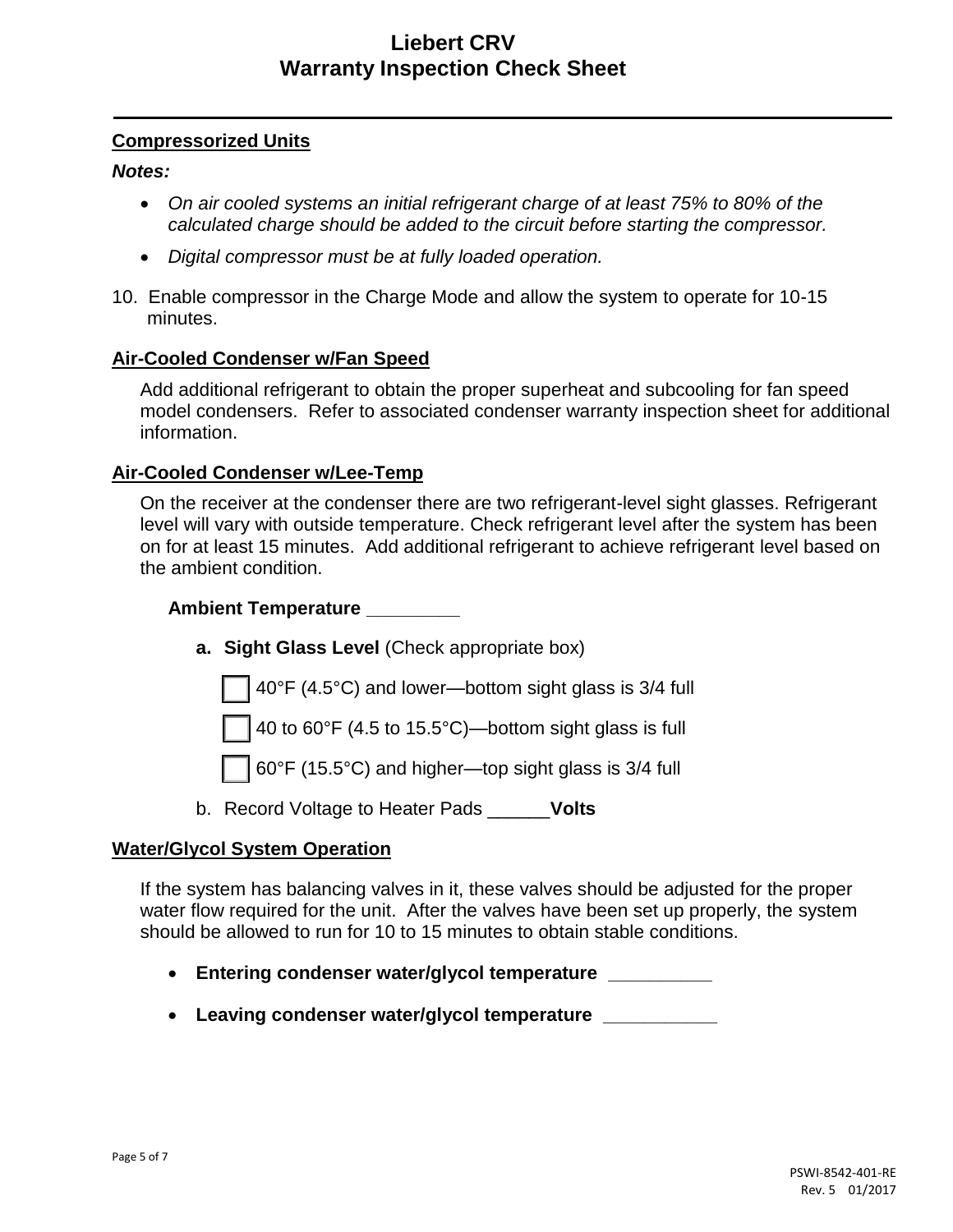# Liebert CRV
# Warranty Inspection Check Sheet

---

**Compressorized Units**

***Notes:***

- *On air cooled systems an initial refrigerant charge of at least 75% to 80% of the calculated charge should be added to the circuit before starting the compressor.*
- *Digital compressor must be at fully loaded operation.*

10. Enable compressor in the Charge Mode and allow the system to operate for 10-15 minutes.

**Air-Cooled Condenser w/Fan Speed**

Add additional refrigerant to obtain the proper superheat and subcooling for fan speed model condensers. Refer to associated condenser warranty inspection sheet for additional information.

**Air-Cooled Condenser w/Lee-Temp**

On the receiver at the condenser there are two refrigerant-level sight glasses. Refrigerant level will vary with outside temperature. Check refrigerant level after the system has been on for at least 15 minutes. Add additional refrigerant to achieve refrigerant level based on the ambient condition.

**Ambient Temperature ________**

a. **Sight Glass Level** (Check appropriate box)

☐ 40°F (4.5°C) and lower—bottom sight glass is 3/4 full

☐ 40 to 60°F (4.5 to 15.5°C)—bottom sight glass is full

☐ 60°F (15.5°C) and higher—top sight glass is 3/4 full

b. Record Voltage to Heater Pads ______**Volts**

**Water/Glycol System Operation**

If the system has balancing valves in it, these valves should be adjusted for the proper water flow required for the unit. After the valves have been set up properly, the system should be allowed to run for 10 to 15 minutes to obtain stable conditions.

- **Entering condenser water/glycol temperature __________**
- **Leaving condenser water/glycol temperature ___________**

PSWI-8542-401-RE
Rev. 5 01/2017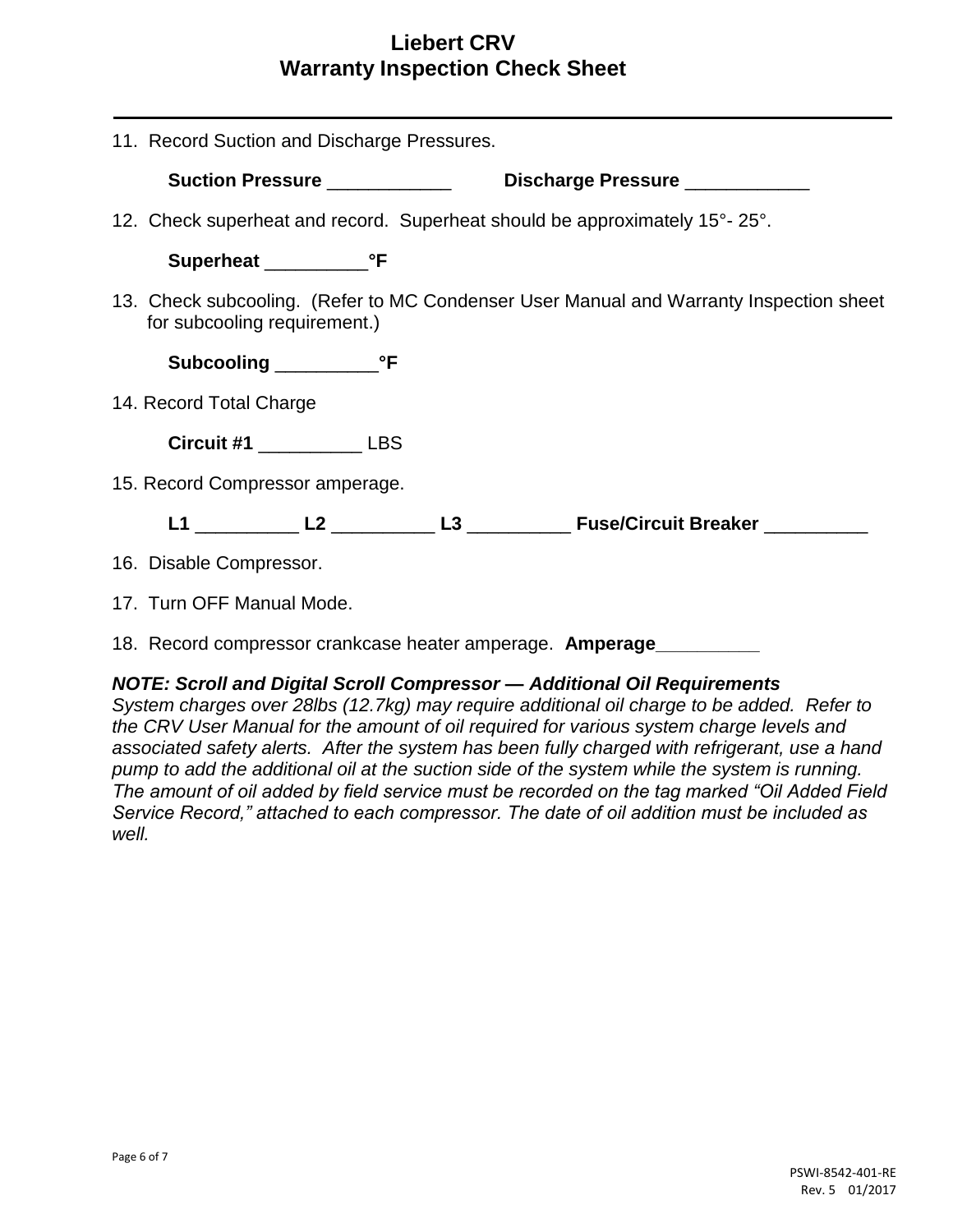# Liebert CRV
# Warranty Inspection Check Sheet

11. Record Suction and Discharge Pressures.

    **Suction Pressure** ____________ **Discharge Pressure** ____________

12. Check superheat and record. Superheat should be approximately 15°- 25°.

    **Superheat** __________**°F**

13. Check subcooling. (Refer to MC Condenser User Manual and Warranty Inspection sheet for subcooling requirement.)

    **Subcooling** __________**°F**

14. Record Total Charge

    **Circuit #1** __________ LBS

15. Record Compressor amperage.

    **L1** __________ **L2** __________ **L3** __________ **Fuse/Circuit Breaker** __________

16. Disable Compressor.

17. Turn OFF Manual Mode.

18. Record compressor crankcase heater amperage. **Amperage__________**

***NOTE: Scroll and Digital Scroll Compressor — Additional Oil Requirements***
*System charges over 28lbs (12.7kg) may require additional oil charge to be added. Refer to the CRV User Manual for the amount of oil required for various system charge levels and associated safety alerts. After the system has been fully charged with refrigerant, use a hand pump to add the additional oil at the suction side of the system while the system is running. The amount of oil added by field service must be recorded on the tag marked "Oil Added Field Service Record," attached to each compressor. The date of oil addition must be included as well.*

PSWI-8542-401-RE
Rev. 5 01/2017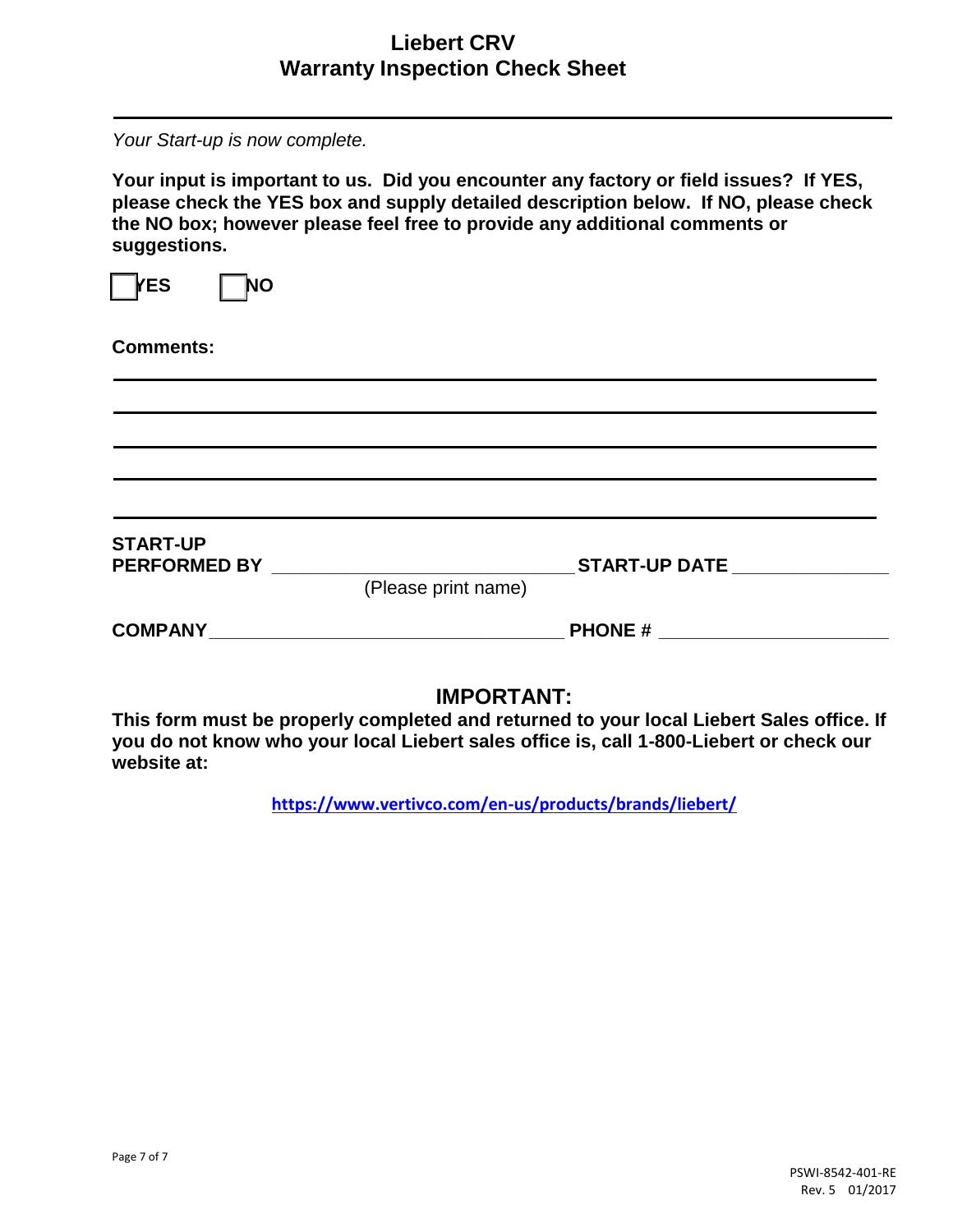# Liebert CRV
## Warranty Inspection Check Sheet

*Your Start-up is now complete.*

**Your input is important to us. Did you encounter any factory or field issues? If YES, please check the YES box and supply detailed description below. If NO, please check the NO box; however please feel free to provide any additional comments or suggestions.**

☐ **YES** ☐ **NO**

**Comments:**

______________________________________________________________________

______________________________________________________________________

______________________________________________________________________

______________________________________________________________________

______________________________________________________________________

**START-UP PERFORMED BY** ____________________________ **START-UP DATE** ______________
(Please print name)

**COMPANY** ________________________________ **PHONE #** ____________________

## IMPORTANT:

**This form must be properly completed and returned to your local Liebert Sales office. If you do not know who your local Liebert sales office is, call 1-800-Liebert or check our website at:**

**https://www.vertivco.com/en-us/products/brands/liebert/**

PSWI-8542-401-RE
Rev. 5 01/2017